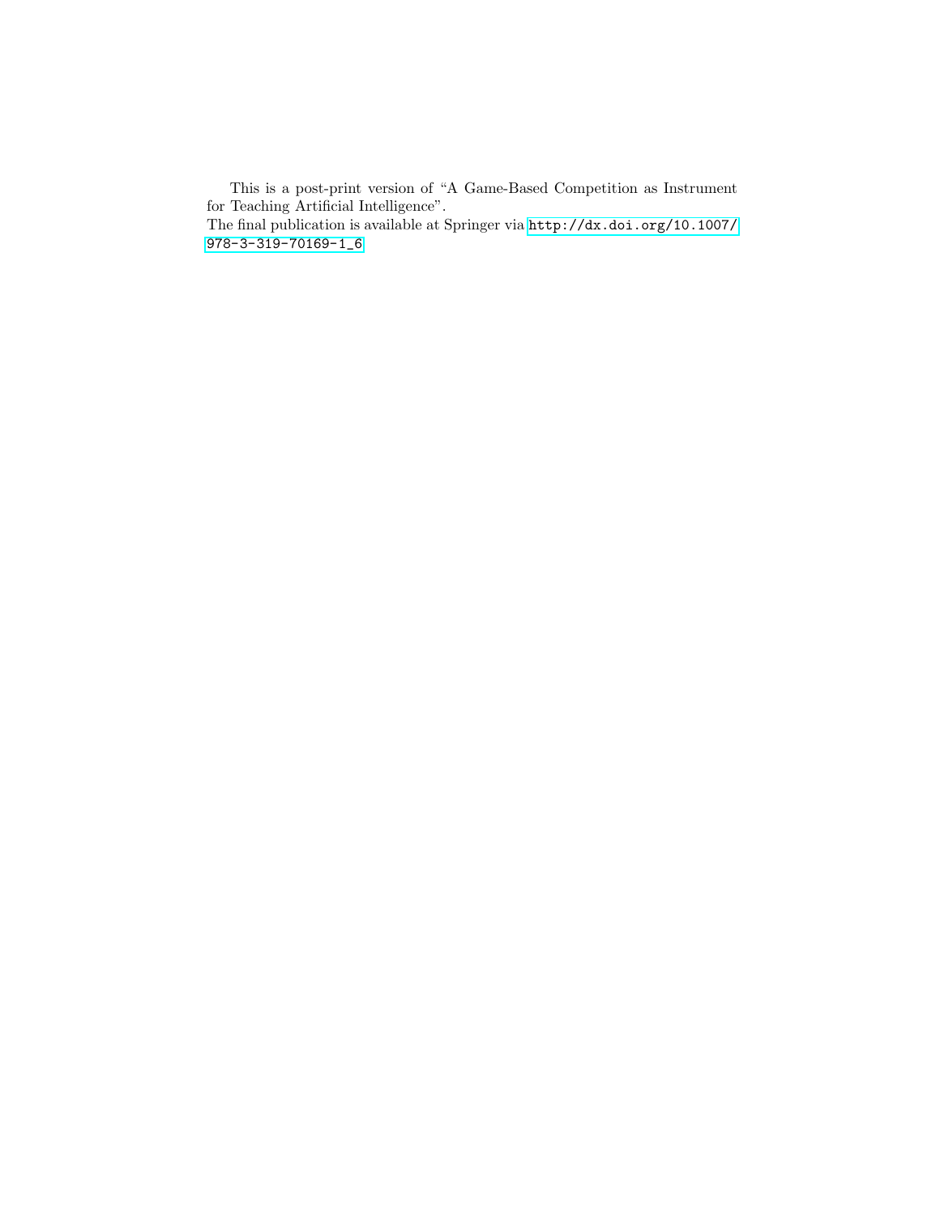This is a post-print version of “A Game-Based Competition as Instrument for Teaching Artificial Intelligence”.
The final publication is available at Springer via http://dx.doi.org/10.1007/978-3-319-70169-1_6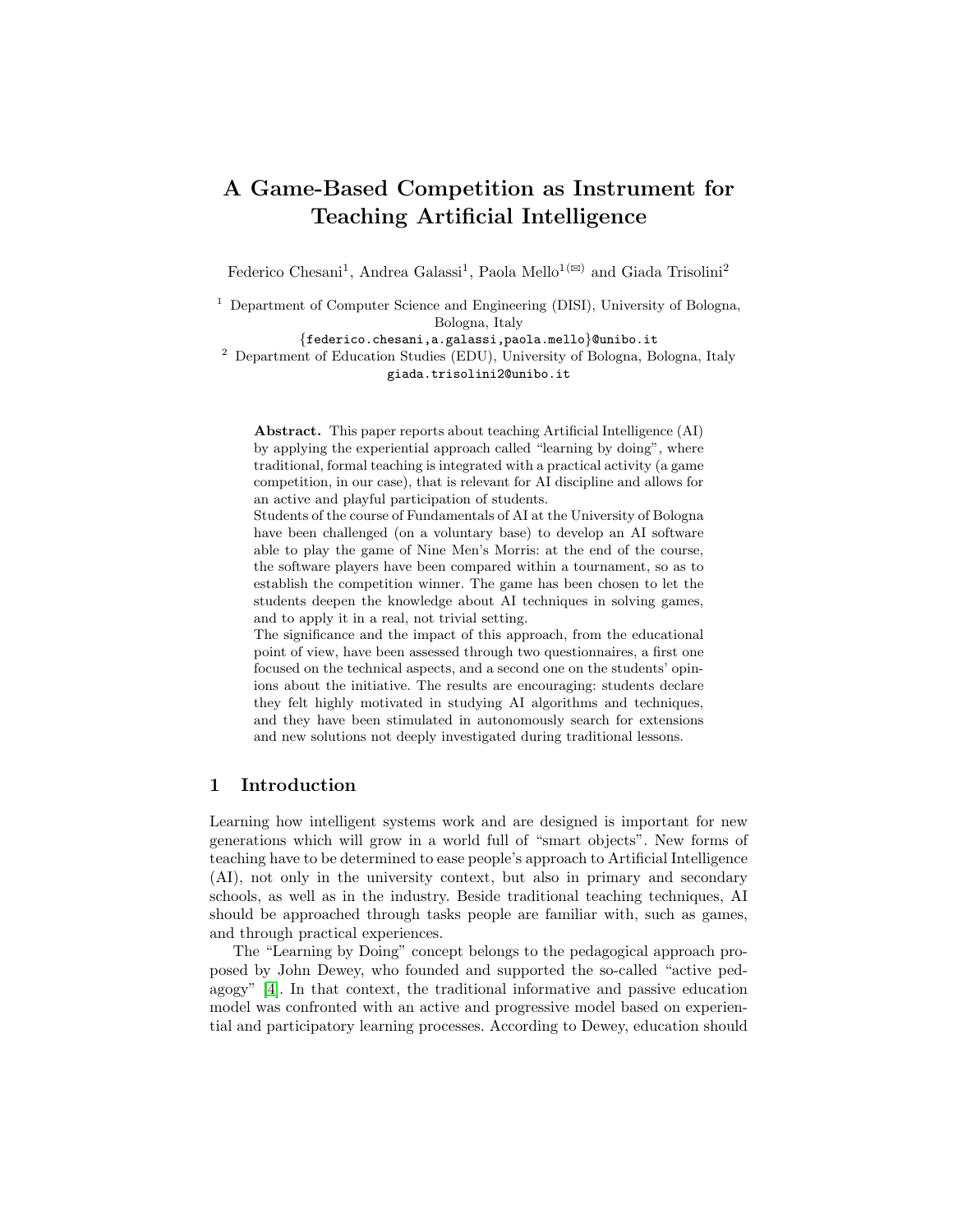# A Game-Based Competition as Instrument for Teaching Artificial Intelligence

Federico Chesani[1], Andrea Galassi[1], Paola Mello[1(✉)] and Giada Trisolini[2]

[1] Department of Computer Science and Engineering (DISI), University of Bologna, Bologna, Italy
{federico.chesani,a.galassi,paola.mello}@unibo.it

[2] Department of Education Studies (EDU), University of Bologna, Bologna, Italy
giada.trisolini2@unibo.it

**Abstract.** This paper reports about teaching Artificial Intelligence (AI) by applying the experiential approach called "learning by doing", where traditional, formal teaching is integrated with a practical activity (a game competition, in our case), that is relevant for AI discipline and allows for an active and playful participation of students.

Students of the course of Fundamentals of AI at the University of Bologna have been challenged (on a voluntary base) to develop an AI software able to play the game of Nine Men's Morris: at the end of the course, the software players have been compared within a tournament, so as to establish the competition winner. The game has been chosen to let the students deepen the knowledge about AI techniques in solving games, and to apply it in a real, not trivial setting.

The significance and the impact of this approach, from the educational point of view, have been assessed through two questionnaires, a first one focused on the technical aspects, and a second one on the students' opinions about the initiative. The results are encouraging: students declare they felt highly motivated in studying AI algorithms and techniques, and they have been stimulated in autonomously search for extensions and new solutions not deeply investigated during traditional lessons.

## 1 Introduction

Learning how intelligent systems work and are designed is important for new generations which will grow in a world full of "smart objects". New forms of teaching have to be determined to ease people's approach to Artificial Intelligence (AI), not only in the university context, but also in primary and secondary schools, as well as in the industry. Beside traditional teaching techniques, AI should be approached through tasks people are familiar with, such as games, and through practical experiences.

The "Learning by Doing" concept belongs to the pedagogical approach proposed by John Dewey, who founded and supported the so-called "active pedagogy" [4]. In that context, the traditional informative and passive education model was confronted with an active and progressive model based on experiential and participatory learning processes. According to Dewey, education should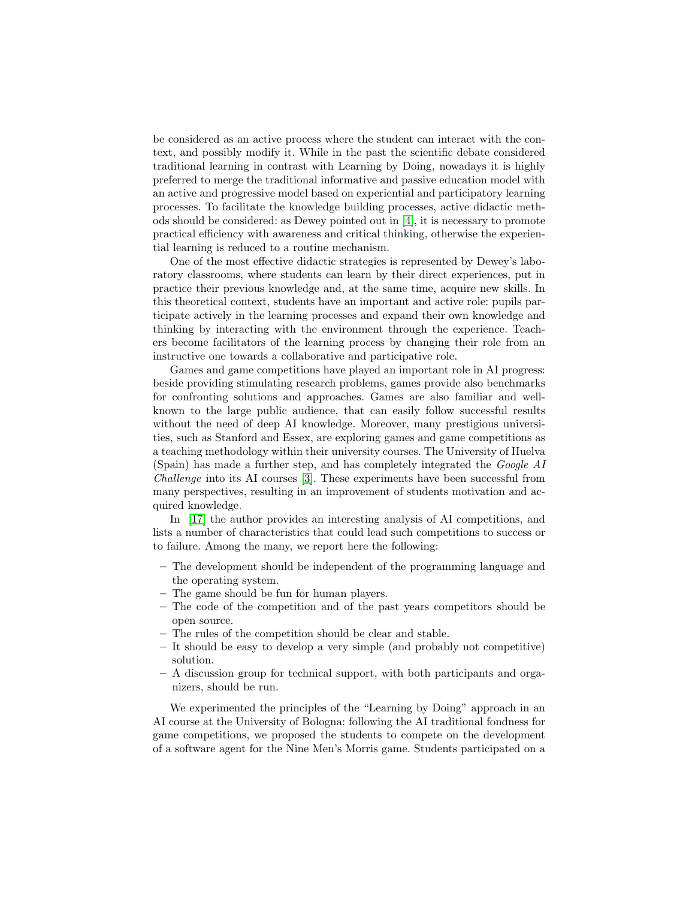be considered as an active process where the student can interact with the context, and possibly modify it. While in the past the scientific debate considered traditional learning in contrast with Learning by Doing, nowadays it is highly preferred to merge the traditional informative and passive education model with an active and progressive model based on experiential and participatory learning processes. To facilitate the knowledge building processes, active didactic methods should be considered: as Dewey pointed out in [4], it is necessary to promote practical efficiency with awareness and critical thinking, otherwise the experiential learning is reduced to a routine mechanism.

One of the most effective didactic strategies is represented by Dewey's laboratory classrooms, where students can learn by their direct experiences, put in practice their previous knowledge and, at the same time, acquire new skills. In this theoretical context, students have an important and active role: pupils participate actively in the learning processes and expand their own knowledge and thinking by interacting with the environment through the experience. Teachers become facilitators of the learning process by changing their role from an instructive one towards a collaborative and participative role.

Games and game competitions have played an important role in AI progress: beside providing stimulating research problems, games provide also benchmarks for confronting solutions and approaches. Games are also familiar and well-known to the large public audience, that can easily follow successful results without the need of deep AI knowledge. Moreover, many prestigious universities, such as Stanford and Essex, are exploring games and game competitions as a teaching methodology within their university courses. The University of Huelva (Spain) has made a further step, and has completely integrated the *Google AI Challenge* into its AI courses [3]. These experiments have been successful from many perspectives, resulting in an improvement of students motivation and acquired knowledge.

In [17] the author provides an interesting analysis of AI competitions, and lists a number of characteristics that could lead such competitions to success or to failure. Among the many, we report here the following:

- The development should be independent of the programming language and the operating system.
- The game should be fun for human players.
- The code of the competition and of the past years competitors should be open source.
- The rules of the competition should be clear and stable.
- It should be easy to develop a very simple (and probably not competitive) solution.
- A discussion group for technical support, with both participants and organizers, should be run.

We experimented the principles of the "Learning by Doing" approach in an AI course at the University of Bologna: following the AI traditional fondness for game competitions, we proposed the students to compete on the development of a software agent for the Nine Men's Morris game. Students participated on a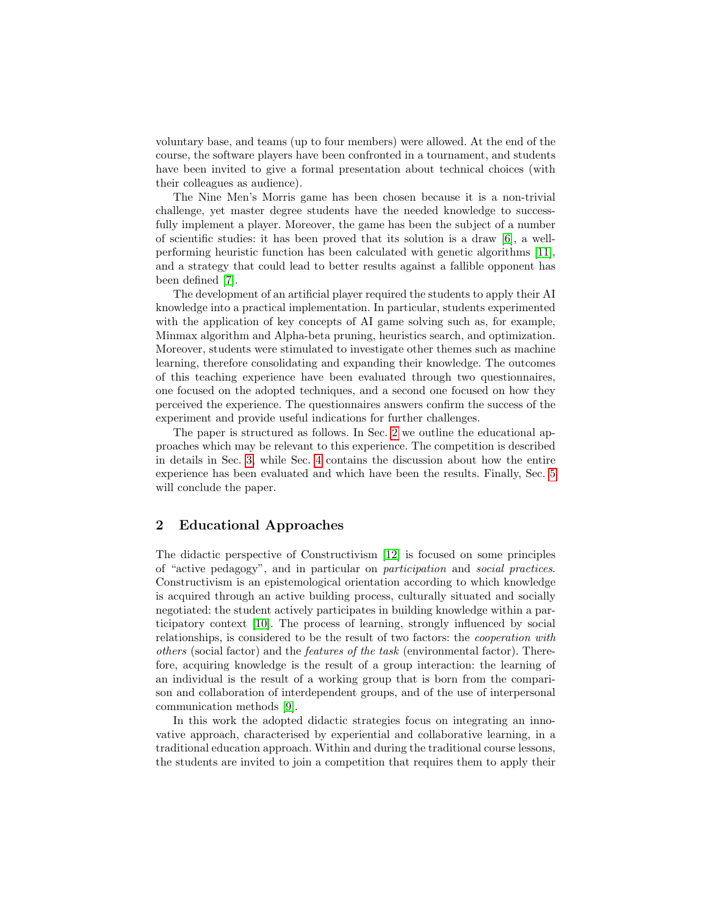voluntary base, and teams (up to four members) were allowed. At the end of the course, the software players have been confronted in a tournament, and students have been invited to give a formal presentation about technical choices (with their colleagues as audience).

The Nine Men's Morris game has been chosen because it is a non-trivial challenge, yet master degree students have the needed knowledge to successfully implement a player. Moreover, the game has been the subject of a number of scientific studies: it has been proved that its solution is a draw [6], a well-performing heuristic function has been calculated with genetic algorithms [11], and a strategy that could lead to better results against a fallible opponent has been defined [7].

The development of an artificial player required the students to apply their AI knowledge into a practical implementation. In particular, students experimented with the application of key concepts of AI game solving such as, for example, Minmax algorithm and Alpha-beta pruning, heuristics search, and optimization. Moreover, students were stimulated to investigate other themes such as machine learning, therefore consolidating and expanding their knowledge. The outcomes of this teaching experience have been evaluated through two questionnaires, one focused on the adopted techniques, and a second one focused on how they perceived the experience. The questionnaires answers confirm the success of the experiment and provide useful indications for further challenges.

The paper is structured as follows. In Sec. 2 we outline the educational approaches which may be relevant to this experience. The competition is described in details in Sec. 3, while Sec. 4 contains the discussion about how the entire experience has been evaluated and which have been the results. Finally, Sec. 5 will conclude the paper.

## 2 Educational Approaches

The didactic perspective of Constructivism [12] is focused on some principles of "active pedagogy", and in particular on *participation* and *social practices*. Constructivism is an epistemological orientation according to which knowledge is acquired through an active building process, culturally situated and socially negotiated: the student actively participates in building knowledge within a participatory context [10]. The process of learning, strongly influenced by social relationships, is considered to be the result of two factors: the *cooperation with others* (social factor) and the *features of the task* (environmental factor). Therefore, acquiring knowledge is the result of a group interaction: the learning of an individual is the result of a working group that is born from the comparison and collaboration of interdependent groups, and of the use of interpersonal communication methods [9].

In this work the adopted didactic strategies focus on integrating an innovative approach, characterised by experiential and collaborative learning, in a traditional education approach. Within and during the traditional course lessons, the students are invited to join a competition that requires them to apply their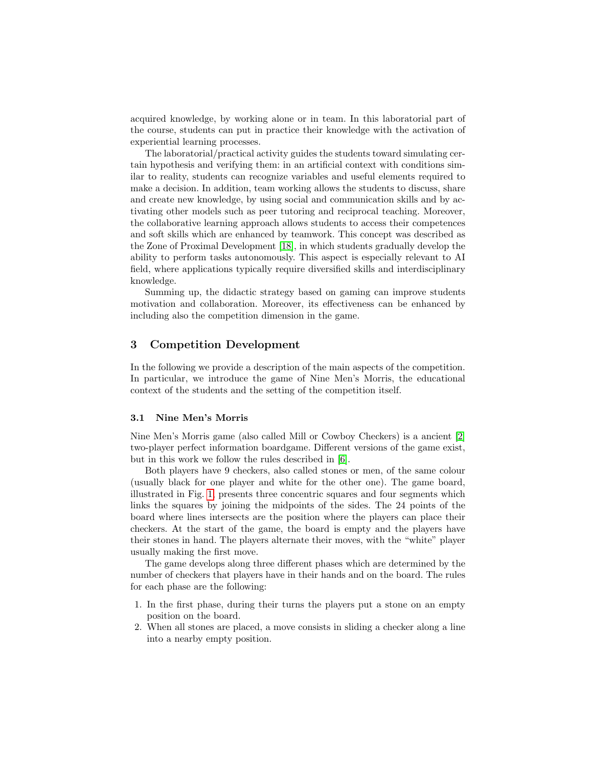acquired knowledge, by working alone or in team. In this laboratorial part of the course, students can put in practice their knowledge with the activation of experiential learning processes.

The laboratorial/practical activity guides the students toward simulating certain hypothesis and verifying them: in an artificial context with conditions similar to reality, students can recognize variables and useful elements required to make a decision. In addition, team working allows the students to discuss, share and create new knowledge, by using social and communication skills and by activating other models such as peer tutoring and reciprocal teaching. Moreover, the collaborative learning approach allows students to access their competences and soft skills which are enhanced by teamwork. This concept was described as the Zone of Proximal Development [18], in which students gradually develop the ability to perform tasks autonomously. This aspect is especially relevant to AI field, where applications typically require diversified skills and interdisciplinary knowledge.

Summing up, the didactic strategy based on gaming can improve students motivation and collaboration. Moreover, its effectiveness can be enhanced by including also the competition dimension in the game.

## 3 Competition Development

In the following we provide a description of the main aspects of the competition. In particular, we introduce the game of Nine Men's Morris, the educational context of the students and the setting of the competition itself.

### 3.1 Nine Men's Morris

Nine Men's Morris game (also called Mill or Cowboy Checkers) is a ancient [2] two-player perfect information boardgame. Different versions of the game exist, but in this work we follow the rules described in [6].

Both players have 9 checkers, also called stones or men, of the same colour (usually black for one player and white for the other one). The game board, illustrated in Fig. 1, presents three concentric squares and four segments which links the squares by joining the midpoints of the sides. The 24 points of the board where lines intersects are the position where the players can place their checkers. At the start of the game, the board is empty and the players have their stones in hand. The players alternate their moves, with the "white" player usually making the first move.

The game develops along three different phases which are determined by the number of checkers that players have in their hands and on the board. The rules for each phase are the following:

1. In the first phase, during their turns the players put a stone on an empty position on the board.
2. When all stones are placed, a move consists in sliding a checker along a line into a nearby empty position.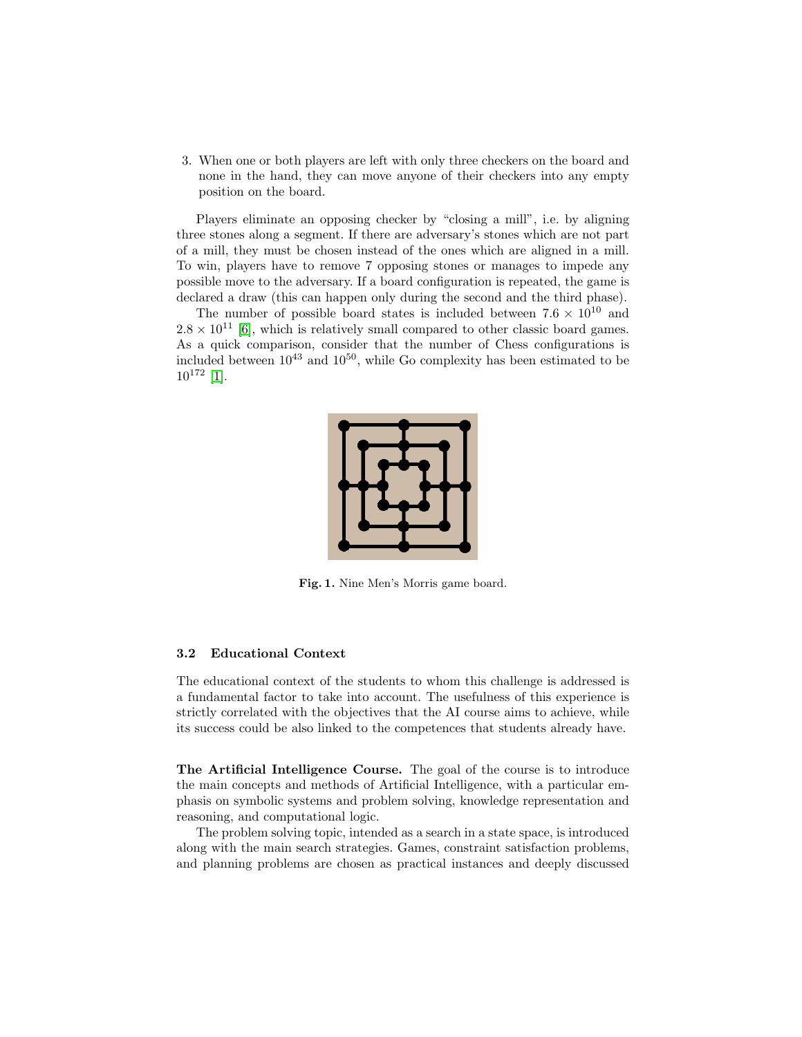3. When one or both players are left with only three checkers on the board and none in the hand, they can move anyone of their checkers into any empty position on the board.

Players eliminate an opposing checker by "closing a mill", i.e. by aligning three stones along a segment. If there are adversary's stones which are not part of a mill, they must be chosen instead of the ones which are aligned in a mill. To win, players have to remove 7 opposing stones or manages to impede any possible move to the adversary. If a board configuration is repeated, the game is declared a draw (this can happen only during the second and the third phase).

The number of possible board states is included between $7.6 \times 10^{10}$ and $2.8 \times 10^{11}$ [6], which is relatively small compared to other classic board games. As a quick comparison, consider that the number of Chess configurations is included between $10^{43}$ and $10^{50}$, while Go complexity has been estimated to be $10^{172}$ [1].

**Fig. 1.** Nine Men's Morris game board.

### 3.2 Educational Context

The educational context of the students to whom this challenge is addressed is a fundamental factor to take into account. The usefulness of this experience is strictly correlated with the objectives that the AI course aims to achieve, while its success could be also linked to the competences that students already have.

**The Artificial Intelligence Course.** The goal of the course is to introduce the main concepts and methods of Artificial Intelligence, with a particular emphasis on symbolic systems and problem solving, knowledge representation and reasoning, and computational logic.

The problem solving topic, intended as a search in a state space, is introduced along with the main search strategies. Games, constraint satisfaction problems, and planning problems are chosen as practical instances and deeply discussed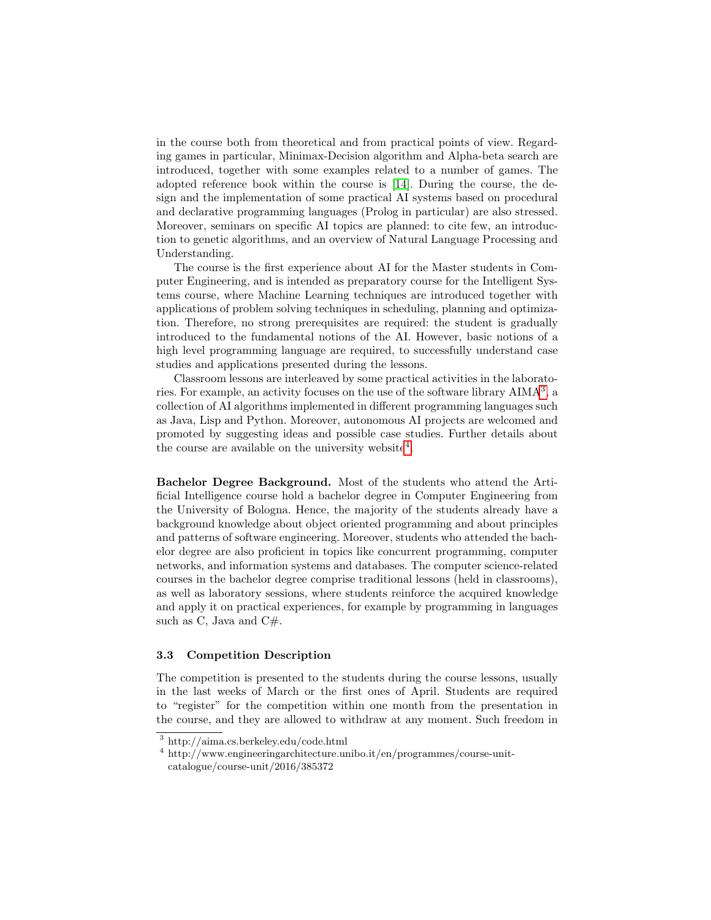in the course both from theoretical and from practical points of view. Regarding games in particular, Minimax-Decision algorithm and Alpha-beta search are introduced, together with some examples related to a number of games. The adopted reference book within the course is [14]. During the course, the design and the implementation of some practical AI systems based on procedural and declarative programming languages (Prolog in particular) are also stressed. Moreover, seminars on specific AI topics are planned: to cite few, an introduction to genetic algorithms, and an overview of Natural Language Processing and Understanding.

The course is the first experience about AI for the Master students in Computer Engineering, and is intended as preparatory course for the Intelligent Systems course, where Machine Learning techniques are introduced together with applications of problem solving techniques in scheduling, planning and optimization. Therefore, no strong prerequisites are required: the student is gradually introduced to the fundamental notions of the AI. However, basic notions of a high level programming language are required, to successfully understand case studies and applications presented during the lessons.

Classroom lessons are interleaved by some practical activities in the laboratories. For example, an activity focuses on the use of the software library AIMA[3], a collection of AI algorithms implemented in different programming languages such as Java, Lisp and Python. Moreover, autonomous AI projects are welcomed and promoted by suggesting ideas and possible case studies. Further details about the course are available on the university website[4].

**Bachelor Degree Background.** Most of the students who attend the Artificial Intelligence course hold a bachelor degree in Computer Engineering from the University of Bologna. Hence, the majority of the students already have a background knowledge about object oriented programming and about principles and patterns of software engineering. Moreover, students who attended the bachelor degree are also proficient in topics like concurrent programming, computer networks, and information systems and databases. The computer science-related courses in the bachelor degree comprise traditional lessons (held in classrooms), as well as laboratory sessions, where students reinforce the acquired knowledge and apply it on practical experiences, for example by programming in languages such as C, Java and C#.

### 3.3 Competition Description

The competition is presented to the students during the course lessons, usually in the last weeks of March or the first ones of April. Students are required to "register" for the competition within one month from the presentation in the course, and they are allowed to withdraw at any moment. Such freedom in

[3] http://aima.cs.berkeley.edu/code.html

[4] http://www.engineeringarchitecture.unibo.it/en/programmes/course-unit-catalogue/course-unit/2016/385372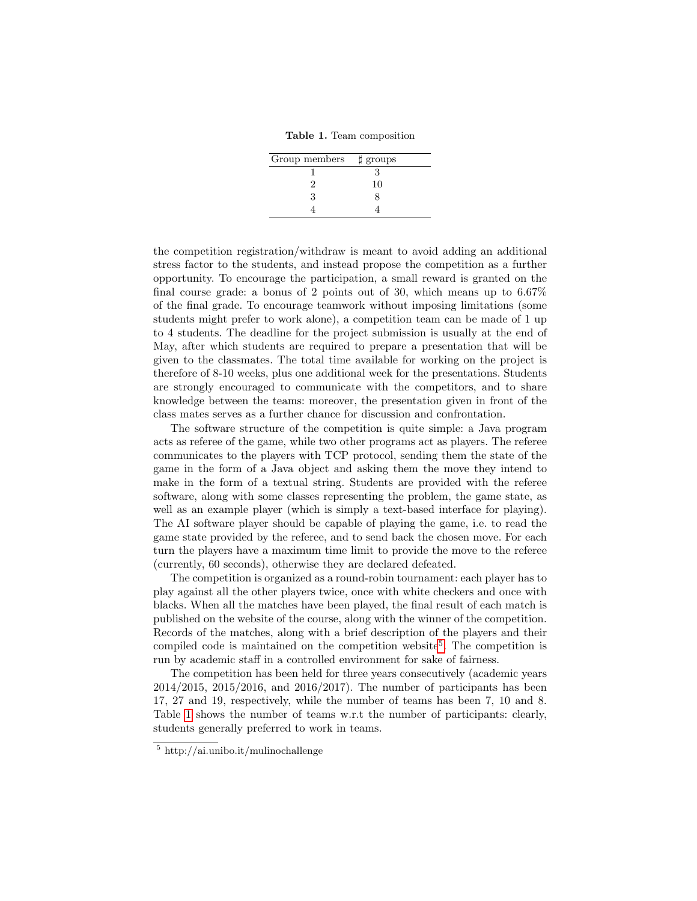**Table 1.** Team composition

| Group members | ♯ groups |
|---|---|
| 1 | 3 |
| 2 | 10 |
| 3 | 8 |
| 4 | 4 |

the competition registration/withdraw is meant to avoid adding an additional stress factor to the students, and instead propose the competition as a further opportunity. To encourage the participation, a small reward is granted on the final course grade: a bonus of 2 points out of 30, which means up to 6.67% of the final grade. To encourage teamwork without imposing limitations (some students might prefer to work alone), a competition team can be made of 1 up to 4 students. The deadline for the project submission is usually at the end of May, after which students are required to prepare a presentation that will be given to the classmates. The total time available for working on the project is therefore of 8-10 weeks, plus one additional week for the presentations. Students are strongly encouraged to communicate with the competitors, and to share knowledge between the teams: moreover, the presentation given in front of the class mates serves as a further chance for discussion and confrontation.

The software structure of the competition is quite simple: a Java program acts as referee of the game, while two other programs act as players. The referee communicates to the players with TCP protocol, sending them the state of the game in the form of a Java object and asking them the move they intend to make in the form of a textual string. Students are provided with the referee software, along with some classes representing the problem, the game state, as well as an example player (which is simply a text-based interface for playing). The AI software player should be capable of playing the game, i.e. to read the game state provided by the referee, and to send back the chosen move. For each turn the players have a maximum time limit to provide the move to the referee (currently, 60 seconds), otherwise they are declared defeated.

The competition is organized as a round-robin tournament: each player has to play against all the other players twice, once with white checkers and once with blacks. When all the matches have been played, the final result of each match is published on the website of the course, along with the winner of the competition. Records of the matches, along with a brief description of the players and their compiled code is maintained on the competition website[5]. The competition is run by academic staff in a controlled environment for sake of fairness.

The competition has been held for three years consecutively (academic years 2014/2015, 2015/2016, and 2016/2017). The number of participants has been 17, 27 and 19, respectively, while the number of teams has been 7, 10 and 8. Table 1 shows the number of teams w.r.t the number of participants: clearly, students generally preferred to work in teams.

[5] http://ai.unibo.it/mulinochallenge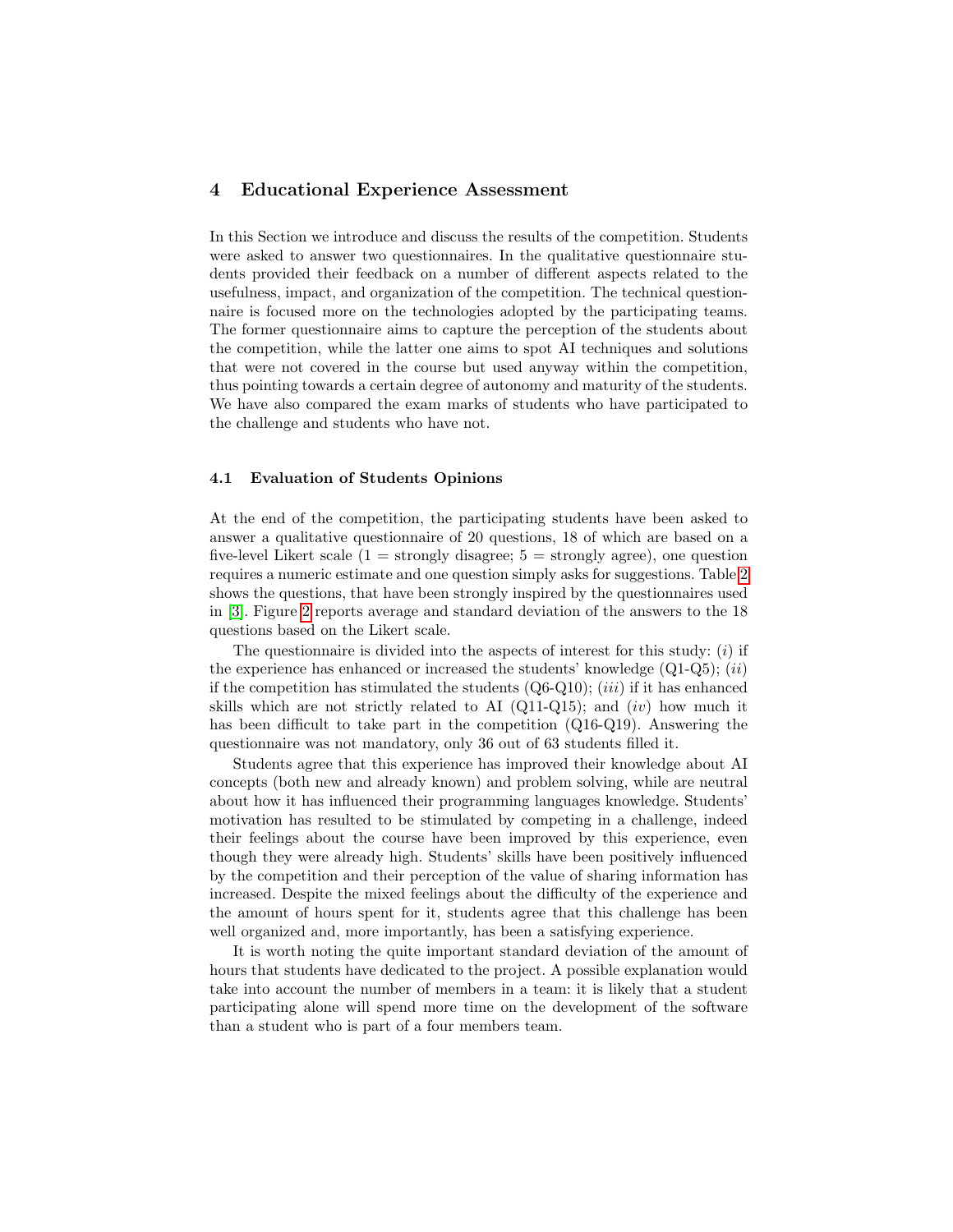## 4 Educational Experience Assessment

In this Section we introduce and discuss the results of the competition. Students were asked to answer two questionnaires. In the qualitative questionnaire students provided their feedback on a number of different aspects related to the usefulness, impact, and organization of the competition. The technical questionnaire is focused more on the technologies adopted by the participating teams. The former questionnaire aims to capture the perception of the students about the competition, while the latter one aims to spot AI techniques and solutions that were not covered in the course but used anyway within the competition, thus pointing towards a certain degree of autonomy and maturity of the students. We have also compared the exam marks of students who have participated to the challenge and students who have not.

### 4.1 Evaluation of Students Opinions

At the end of the competition, the participating students have been asked to answer a qualitative questionnaire of 20 questions, 18 of which are based on a five-level Likert scale (1 = strongly disagree; 5 = strongly agree), one question requires a numeric estimate and one question simply asks for suggestions. Table 2 shows the questions, that have been strongly inspired by the questionnaires used in [3]. Figure 2 reports average and standard deviation of the answers to the 18 questions based on the Likert scale.

The questionnaire is divided into the aspects of interest for this study: (*i*) if the experience has enhanced or increased the students' knowledge (Q1-Q5); (*ii*) if the competition has stimulated the students (Q6-Q10); (*iii*) if it has enhanced skills which are not strictly related to AI (Q11-Q15); and (*iv*) how much it has been difficult to take part in the competition (Q16-Q19). Answering the questionnaire was not mandatory, only 36 out of 63 students filled it.

Students agree that this experience has improved their knowledge about AI concepts (both new and already known) and problem solving, while are neutral about how it has influenced their programming languages knowledge. Students' motivation has resulted to be stimulated by competing in a challenge, indeed their feelings about the course have been improved by this experience, even though they were already high. Students' skills have been positively influenced by the competition and their perception of the value of sharing information has increased. Despite the mixed feelings about the difficulty of the experience and the amount of hours spent for it, students agree that this challenge has been well organized and, more importantly, has been a satisfying experience.

It is worth noting the quite important standard deviation of the amount of hours that students have dedicated to the project. A possible explanation would take into account the number of members in a team: it is likely that a student participating alone will spend more time on the development of the software than a student who is part of a four members team.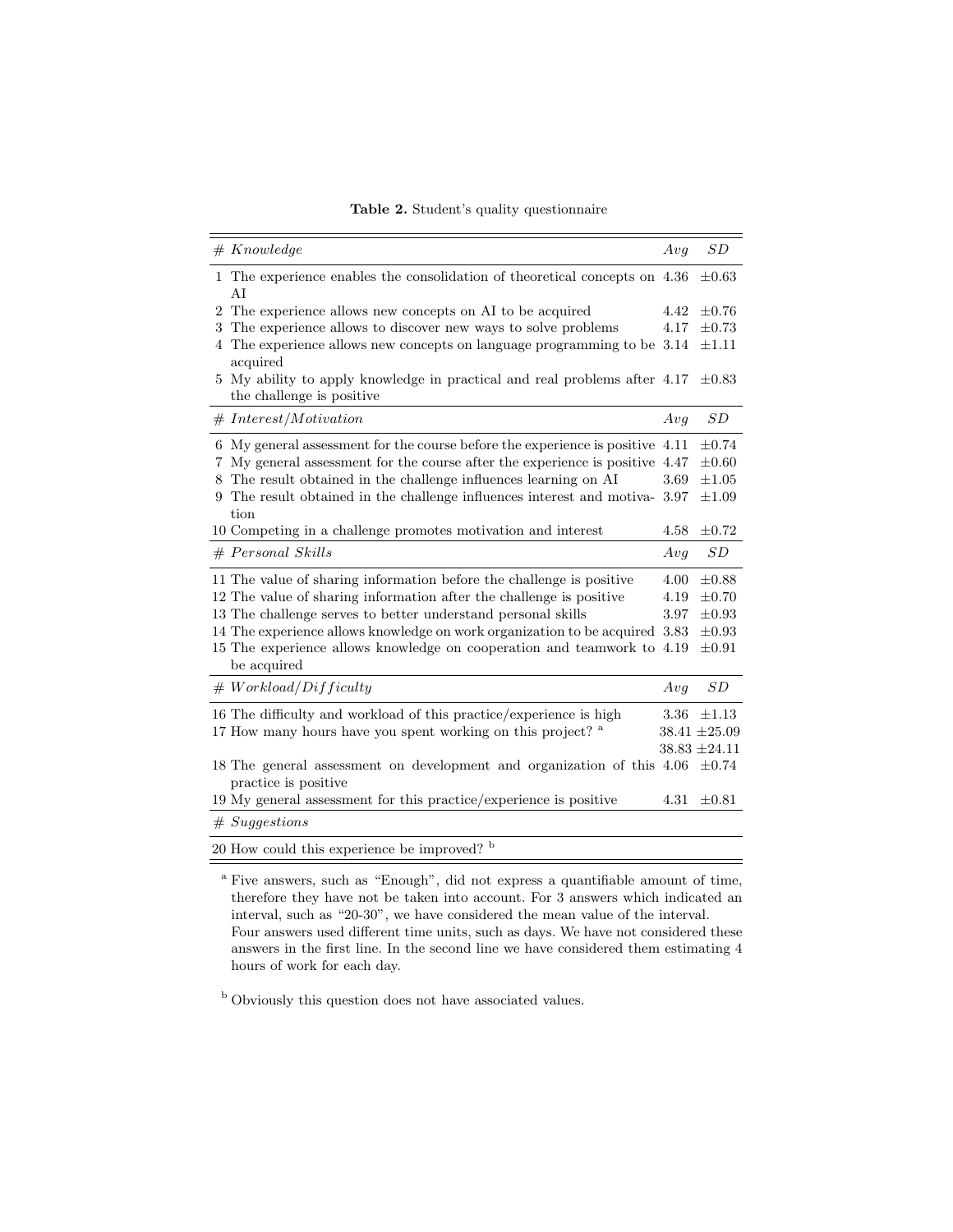**Table 2.** Student's quality questionnaire

| # | *Knowledge* | *Avg* | *SD* |
|---|---|---|---|
| 1 | The experience enables the consolidation of theoretical concepts on AI | 4.36 | ±0.63 |
| 2 | The experience allows new concepts on AI to be acquired | 4.42 | ±0.76 |
| 3 | The experience allows to discover new ways to solve problems | 4.17 | ±0.73 |
| 4 | The experience allows new concepts on language programming to be acquired | 3.14 | ±1.11 |
| 5 | My ability to apply knowledge in practical and real problems after the challenge is positive | 4.17 | ±0.83 |
| # | *Interest/Motivation* | *Avg* | *SD* |
| 6 | My general assessment for the course before the experience is positive | 4.11 | ±0.74 |
| 7 | My general assessment for the course after the experience is positive | 4.47 | ±0.60 |
| 8 | The result obtained in the challenge influences learning on AI | 3.69 | ±1.05 |
| 9 | The result obtained in the challenge influences interest and motivation | 3.97 | ±1.09 |
| 10 | Competing in a challenge promotes motivation and interest | 4.58 | ±0.72 |
| # | *Personal Skills* | *Avg* | *SD* |
| 11 | The value of sharing information before the challenge is positive | 4.00 | ±0.88 |
| 12 | The value of sharing information after the challenge is positive | 4.19 | ±0.70 |
| 13 | The challenge serves to better understand personal skills | 3.97 | ±0.93 |
| 14 | The experience allows knowledge on work organization to be acquired | 3.83 | ±0.93 |
| 15 | The experience allows knowledge on cooperation and teamwork to be acquired | 4.19 | ±0.91 |
| # | *Workload/Difficulty* | *Avg* | *SD* |
| 16 | The difficulty and workload of this practice/experience is high | 3.36 | ±1.13 |
| 17 | How many hours have you spent working on this project? [a] | 38.41 | ±25.09 |
| | | 38.83 | ±24.11 |
| 18 | The general assessment on development and organization of this practice is positive | 4.06 | ±0.74 |
| 19 | My general assessment for this practice/experience is positive | 4.31 | ±0.81 |
| # | *Suggestions* | | |
| 20 | How could this experience be improved? [b] | | |

[a] Five answers, such as "Enough", did not express a quantifiable amount of time, therefore they have not be taken into account. For 3 answers which indicated an interval, such as "20-30", we have considered the mean value of the interval. Four answers used different time units, such as days. We have not considered these answers in the first line. In the second line we have considered them estimating 4 hours of work for each day.

[b] Obviously this question does not have associated values.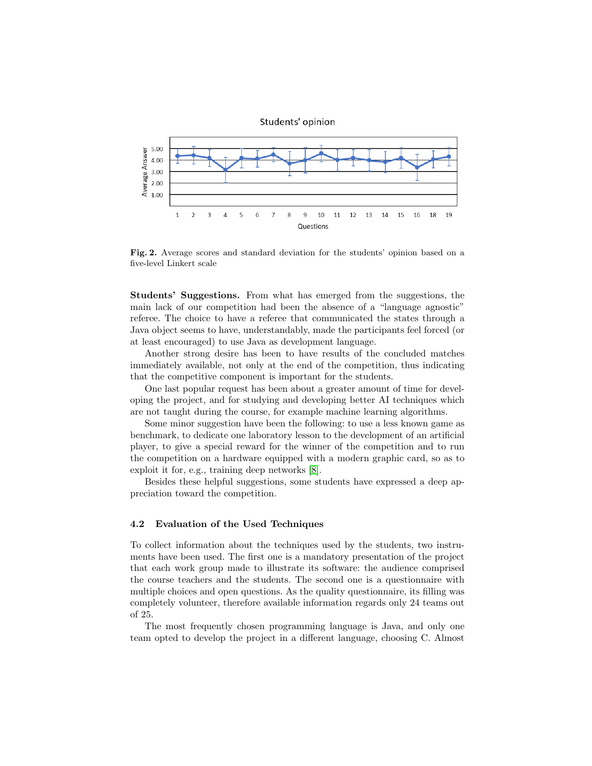Students' opinion

Average Answer

5.00
4.00
3.00
2.00
1.00

1 2 3 4 5 6 7 8 9 10 11 12 13 14 15 16 18 19

Questions

**Fig. 2.** Average scores and standard deviation for the students' opinion based on a five-level Linkert scale

**Students' Suggestions.** From what has emerged from the suggestions, the main lack of our competition had been the absence of a "language agnostic" referee. The choice to have a referee that communicated the states through a Java object seems to have, understandably, made the participants feel forced (or at least encouraged) to use Java as development language.

Another strong desire has been to have results of the concluded matches immediately available, not only at the end of the competition, thus indicating that the competitive component is important for the students.

One last popular request has been about a greater amount of time for developing the project, and for studying and developing better AI techniques which are not taught during the course, for example machine learning algorithms.

Some minor suggestion have been the following: to use a less known game as benchmark, to dedicate one laboratory lesson to the development of an artificial player, to give a special reward for the winner of the competition and to run the competition on a hardware equipped with a modern graphic card, so as to exploit it for, e.g., training deep networks [8].

Besides these helpful suggestions, some students have expressed a deep appreciation toward the competition.

### 4.2 Evaluation of the Used Techniques

To collect information about the techniques used by the students, two instruments have been used. The first one is a mandatory presentation of the project that each work group made to illustrate its software: the audience comprised the course teachers and the students. The second one is a questionnaire with multiple choices and open questions. As the quality questionnaire, its filling was completely volunteer, therefore available information regards only 24 teams out of 25.

The most frequently chosen programming language is Java, and only one team opted to develop the project in a different language, choosing C. Almost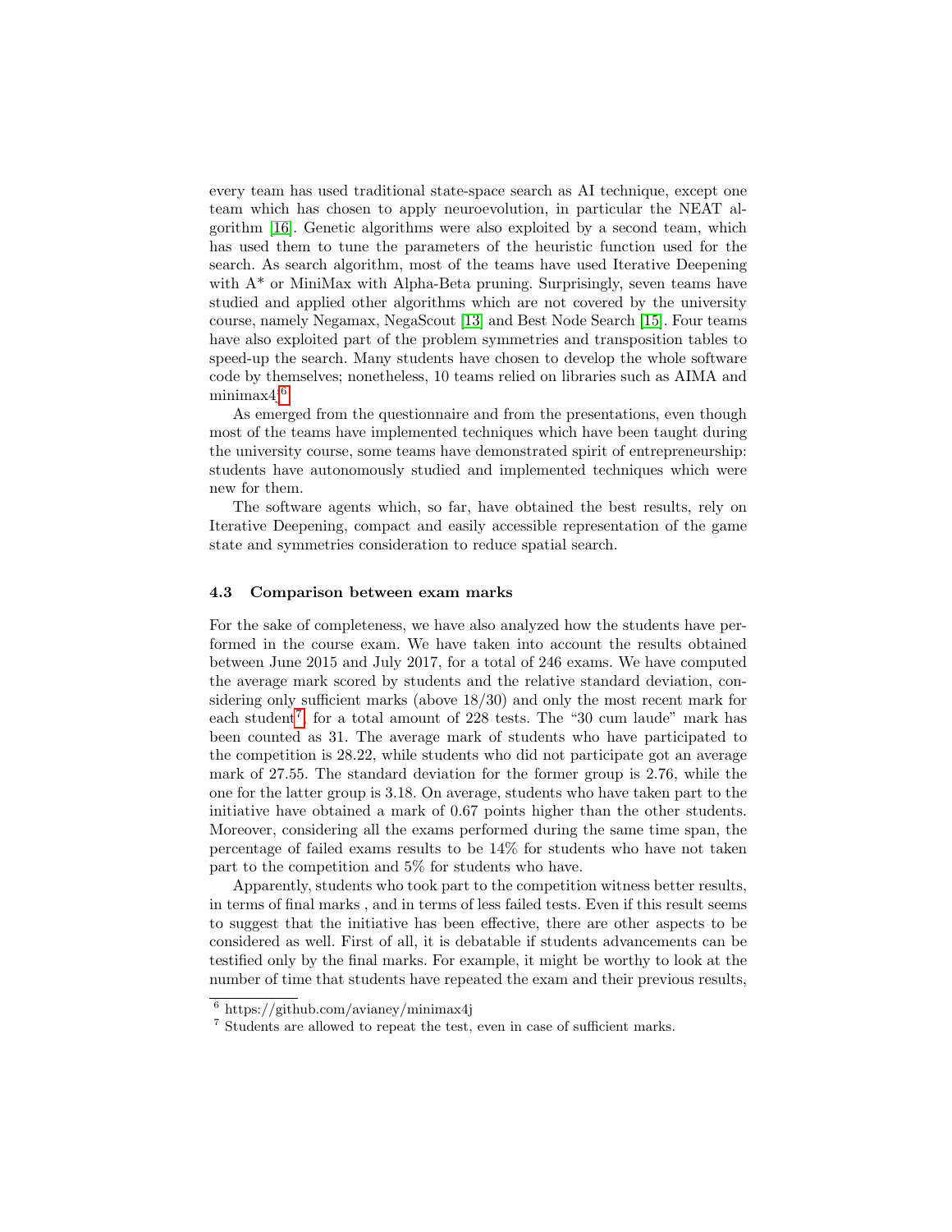every team has used traditional state-space search as AI technique, except one team which has chosen to apply neuroevolution, in particular the NEAT algorithm [16]. Genetic algorithms were also exploited by a second team, which has used them to tune the parameters of the heuristic function used for the search. As search algorithm, most of the teams have used Iterative Deepening with A* or MiniMax with Alpha-Beta pruning. Surprisingly, seven teams have studied and applied other algorithms which are not covered by the university course, namely Negamax, NegaScout [13] and Best Node Search [15]. Four teams have also exploited part of the problem symmetries and transposition tables to speed-up the search. Many students have chosen to develop the whole software code by themselves; nonetheless, 10 teams relied on libraries such as AIMA and minimax4j[6].

As emerged from the questionnaire and from the presentations, even though most of the teams have implemented techniques which have been taught during the university course, some teams have demonstrated spirit of entrepreneurship: students have autonomously studied and implemented techniques which were new for them.

The software agents which, so far, have obtained the best results, rely on Iterative Deepening, compact and easily accessible representation of the game state and symmetries consideration to reduce spatial search.

### 4.3 Comparison between exam marks

For the sake of completeness, we have also analyzed how the students have performed in the course exam. We have taken into account the results obtained between June 2015 and July 2017, for a total of 246 exams. We have computed the average mark scored by students and the relative standard deviation, considering only sufficient marks (above 18/30) and only the most recent mark for each student[7], for a total amount of 228 tests. The "30 cum laude" mark has been counted as 31. The average mark of students who have participated to the competition is 28.22, while students who did not participate got an average mark of 27.55. The standard deviation for the former group is 2.76, while the one for the latter group is 3.18. On average, students who have taken part to the initiative have obtained a mark of 0.67 points higher than the other students. Moreover, considering all the exams performed during the same time span, the percentage of failed exams results to be 14% for students who have not taken part to the competition and 5% for students who have.

Apparently, students who took part to the competition witness better results, in terms of final marks , and in terms of less failed tests. Even if this result seems to suggest that the initiative has been effective, there are other aspects to be considered as well. First of all, it is debatable if students advancements can be testified only by the final marks. For example, it might be worthy to look at the number of time that students have repeated the exam and their previous results,

[6] https://github.com/avianey/minimax4j

[7] Students are allowed to repeat the test, even in case of sufficient marks.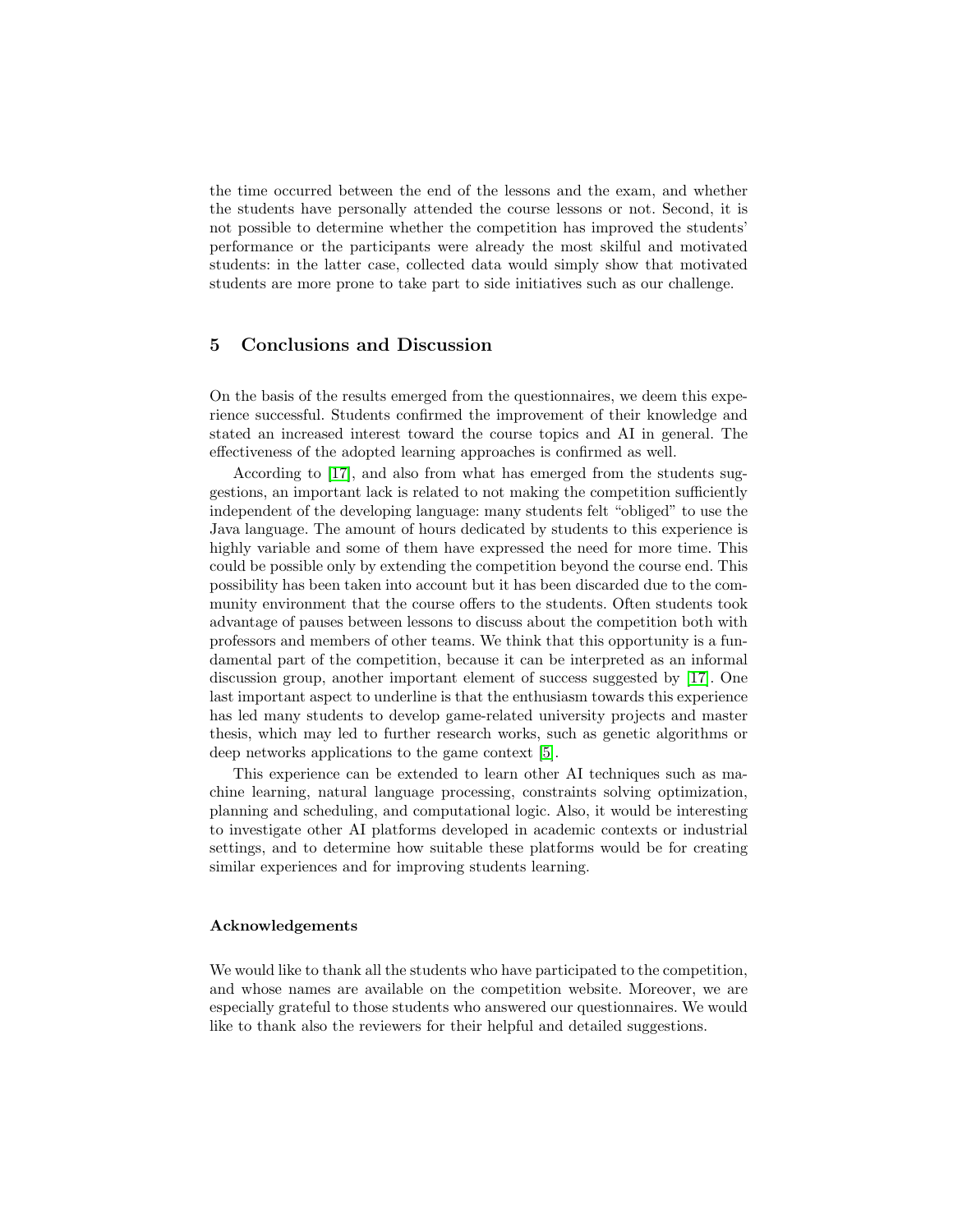the time occurred between the end of the lessons and the exam, and whether the students have personally attended the course lessons or not. Second, it is not possible to determine whether the competition has improved the students' performance or the participants were already the most skilful and motivated students: in the latter case, collected data would simply show that motivated students are more prone to take part to side initiatives such as our challenge.

## 5 Conclusions and Discussion

On the basis of the results emerged from the questionnaires, we deem this experience successful. Students confirmed the improvement of their knowledge and stated an increased interest toward the course topics and AI in general. The effectiveness of the adopted learning approaches is confirmed as well.

According to [17], and also from what has emerged from the students suggestions, an important lack is related to not making the competition sufficiently independent of the developing language: many students felt "obliged" to use the Java language. The amount of hours dedicated by students to this experience is highly variable and some of them have expressed the need for more time. This could be possible only by extending the competition beyond the course end. This possibility has been taken into account but it has been discarded due to the community environment that the course offers to the students. Often students took advantage of pauses between lessons to discuss about the competition both with professors and members of other teams. We think that this opportunity is a fundamental part of the competition, because it can be interpreted as an informal discussion group, another important element of success suggested by [17]. One last important aspect to underline is that the enthusiasm towards this experience has led many students to develop game-related university projects and master thesis, which may led to further research works, such as genetic algorithms or deep networks applications to the game context [5].

This experience can be extended to learn other AI techniques such as machine learning, natural language processing, constraints solving optimization, planning and scheduling, and computational logic. Also, it would be interesting to investigate other AI platforms developed in academic contexts or industrial settings, and to determine how suitable these platforms would be for creating similar experiences and for improving students learning.

#### Acknowledgements

We would like to thank all the students who have participated to the competition, and whose names are available on the competition website. Moreover, we are especially grateful to those students who answered our questionnaires. We would like to thank also the reviewers for their helpful and detailed suggestions.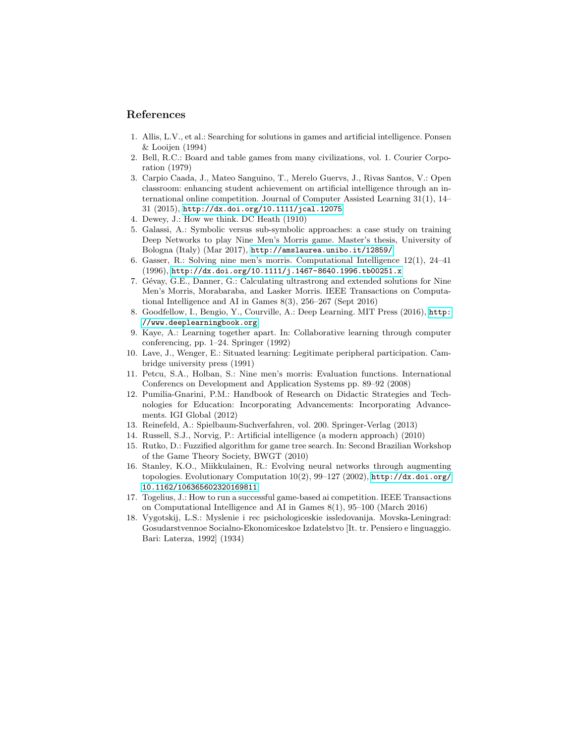## References

1. Allis, L.V., et al.: Searching for solutions in games and artificial intelligence. Ponsen & Looijen (1994)
2. Bell, R.C.: Board and table games from many civilizations, vol. 1. Courier Corporation (1979)
3. Carpio Caada, J., Mateo Sanguino, T., Merelo Guervs, J., Rivas Santos, V.: Open classroom: enhancing student achievement on artificial intelligence through an international online competition. Journal of Computer Assisted Learning 31(1), 14–31 (2015), http://dx.doi.org/10.1111/jcal.12075
4. Dewey, J.: How we think. DC Heath (1910)
5. Galassi, A.: Symbolic versus sub-symbolic approaches: a case study on training Deep Networks to play Nine Men's Morris game. Master's thesis, University of Bologna (Italy) (Mar 2017), http://amslaurea.unibo.it/12859/
6. Gasser, R.: Solving nine men's morris. Computational Intelligence 12(1), 24–41 (1996), http://dx.doi.org/10.1111/j.1467-8640.1996.tb00251.x
7. Gévay, G.E., Danner, G.: Calculating ultrastrong and extended solutions for Nine Men's Morris, Morabaraba, and Lasker Morris. IEEE Transactions on Computational Intelligence and AI in Games 8(3), 256–267 (Sept 2016)
8. Goodfellow, I., Bengio, Y., Courville, A.: Deep Learning. MIT Press (2016), http://www.deeplearningbook.org
9. Kaye, A.: Learning together apart. In: Collaborative learning through computer conferencing, pp. 1–24. Springer (1992)
10. Lave, J., Wenger, E.: Situated learning: Legitimate peripheral participation. Cambridge university press (1991)
11. Petcu, S.A., Holban, S.: Nine men's morris: Evaluation functions. International Conferencs on Development and Application Systems pp. 89–92 (2008)
12. Pumilia-Gnarini, P.M.: Handbook of Research on Didactic Strategies and Technologies for Education: Incorporating Advancements: Incorporating Advancements. IGI Global (2012)
13. Reinefeld, A.: Spielbaum-Suchverfahren, vol. 200. Springer-Verlag (2013)
14. Russell, S.J., Norvig, P.: Artificial intelligence (a modern approach) (2010)
15. Rutko, D.: Fuzzified algorithm for game tree search. In: Second Brazilian Workshop of the Game Theory Society, BWGT (2010)
16. Stanley, K.O., Miikkulainen, R.: Evolving neural networks through augmenting topologies. Evolutionary Computation 10(2), 99–127 (2002), http://dx.doi.org/10.1162/106365602320169811
17. Togelius, J.: How to run a successful game-based ai competition. IEEE Transactions on Computational Intelligence and AI in Games 8(1), 95–100 (March 2016)
18. Vygotskij, L.S.: Myslenie i rec psichologiceskie issledovanija. Movska-Leningrad: Gosudarstvennoe Socialno-Ekonomiceskoe Izdatelstvo [It. tr. Pensiero e linguaggio. Bari: Laterza, 1992] (1934)